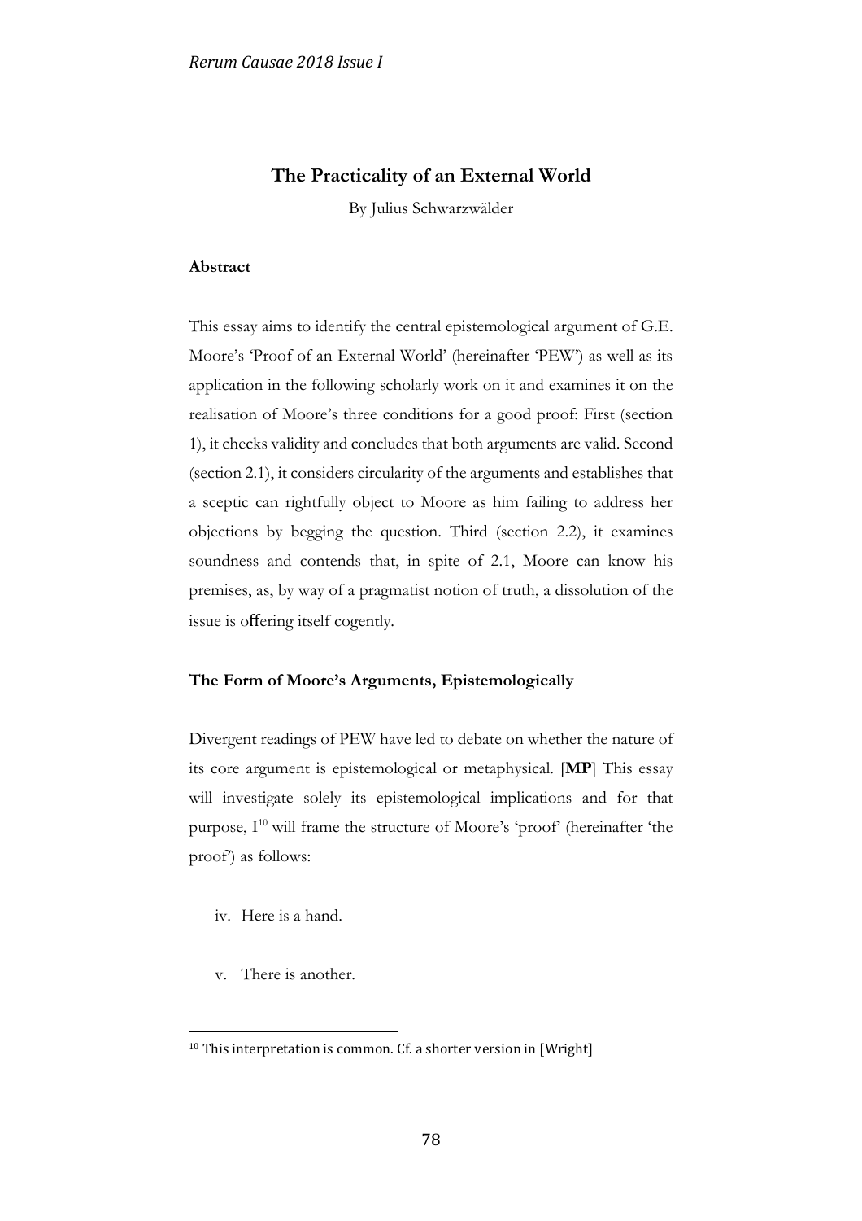# The Practicality of an External World

By Julius Schwarzwälder

**Abstract**

This essay aims to identify the central epistemological argument of G.E. Moore's 'Proof of an External World' (hereinafter 'PEW') as well as its application in the following scholarly work on it and examines it on the realisation of Moore's three conditions for a good proof: First (section 1), it checks validity and concludes that both arguments are valid. Second (section 2.1), it considers circularity of the arguments and establishes that a sceptic can rightfully object to Moore as him failing to address her objections by begging the question. Third (section 2.2), it examines soundness and contends that, in spite of 2.1, Moore can know his premises, as, by way of a pragmatist notion of truth, a dissolution of the issue is offering itself cogently.

## The Form of Moore's Arguments, Epistemologically

Divergent readings of PEW have led to debate on whether the nature of its core argument is epistemological or metaphysical. [**MP**] This essay will investigate solely its epistemological implications and for that purpose, I[10] will frame the structure of Moore's 'proof' (hereinafter 'the proof') as follows:

iv. Here is a hand.

v. There is another.

[10] This interpretation is common. Cf. a shorter version in [Wright]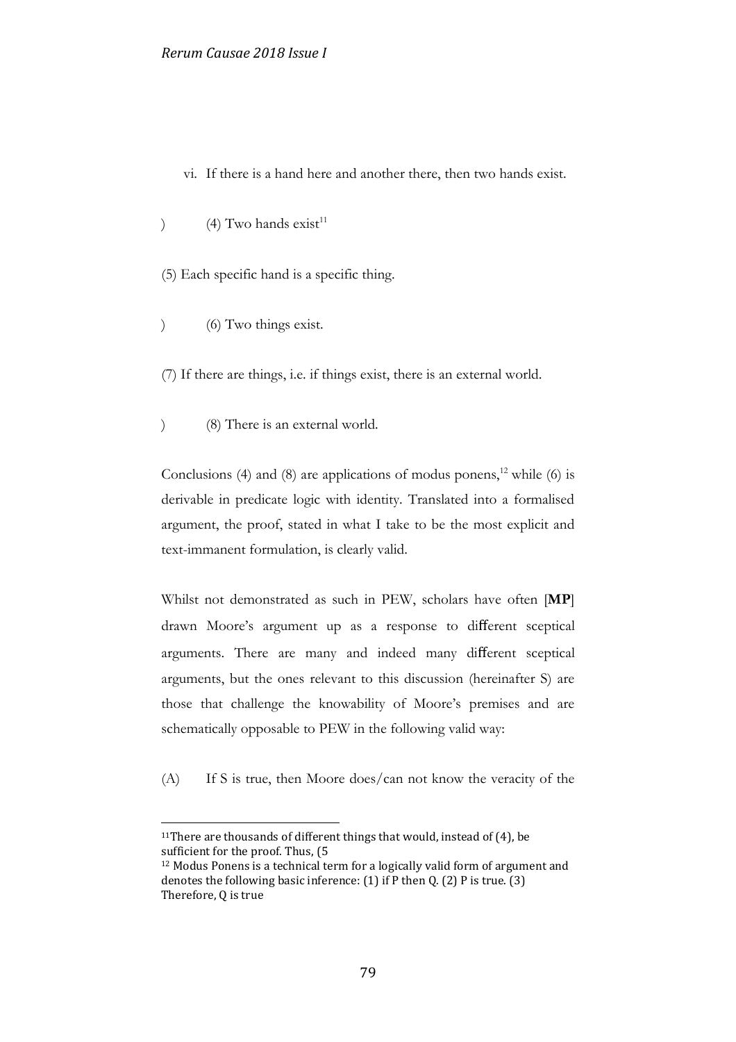vi. If there is a hand here and another there, then two hands exist.

) (4) Two hands exist[11]

(5) Each specific hand is a specific thing.

) (6) Two things exist.

(7) If there are things, i.e. if things exist, there is an external world.

) (8) There is an external world.

Conclusions (4) and (8) are applications of modus ponens,[12] while (6) is derivable in predicate logic with identity. Translated into a formalised argument, the proof, stated in what I take to be the most explicit and text-immanent formulation, is clearly valid.

Whilst not demonstrated as such in PEW, scholars have often [**MP**] drawn Moore's argument up as a response to different sceptical arguments. There are many and indeed many different sceptical arguments, but the ones relevant to this discussion (hereinafter S) are those that challenge the knowability of Moore's premises and are schematically opposable to PEW in the following valid way:

(A) If S is true, then Moore does/can not know the veracity of the

---

[11] There are thousands of different things that would, instead of (4), be sufficient for the proof. Thus, (5

[12] Modus Ponens is a technical term for a logically valid form of argument and denotes the following basic inference: (1) if P then Q. (2) P is true. (3) Therefore, Q is true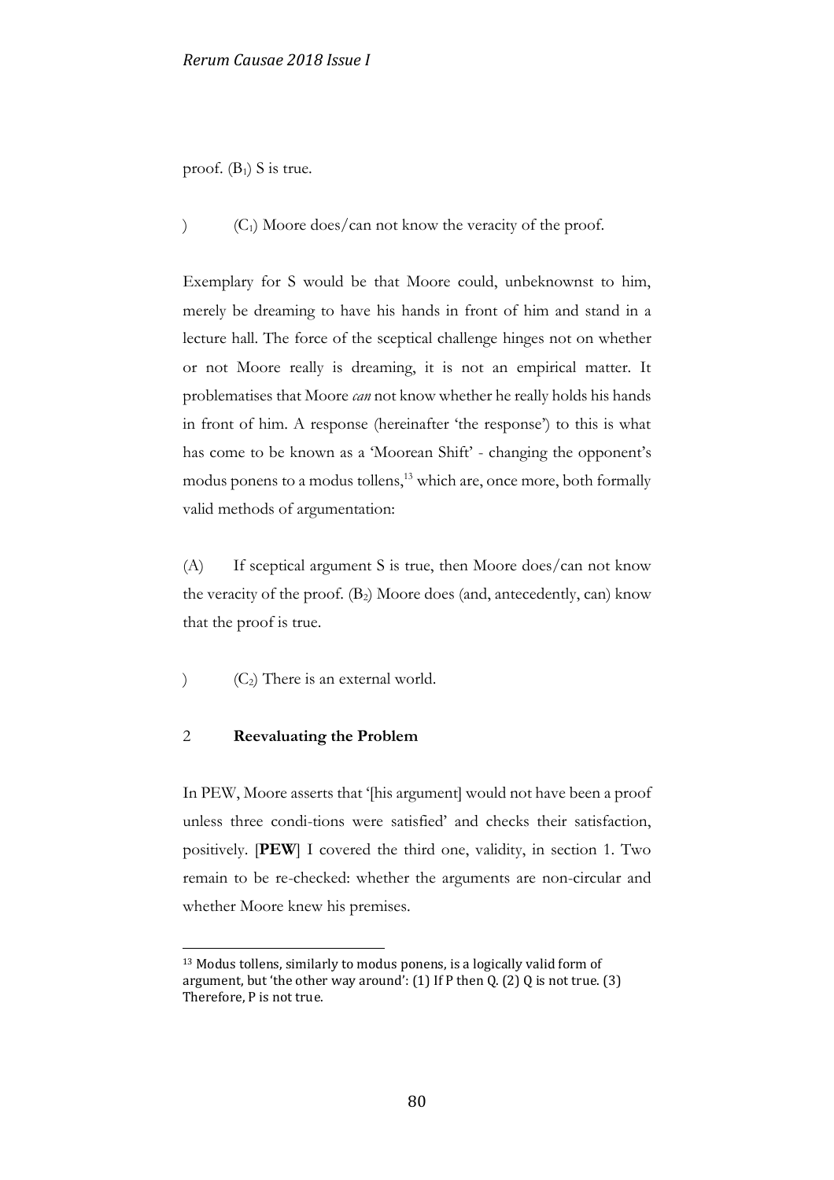proof. ($B_1$) S is true.

) ($C_1$) Moore does/can not know the veracity of the proof.

Exemplary for S would be that Moore could, unbeknownst to him, merely be dreaming to have his hands in front of him and stand in a lecture hall. The force of the sceptical challenge hinges not on whether or not Moore really is dreaming, it is not an empirical matter. It problematises that Moore *can* not know whether he really holds his hands in front of him. A response (hereinafter 'the response') to this is what has come to be known as a 'Moorean Shift' - changing the opponent's modus ponens to a modus tollens,[13] which are, once more, both formally valid methods of argumentation:

(A) If sceptical argument S is true, then Moore does/can not know the veracity of the proof. ($B_2$) Moore does (and, antecedently, can) know that the proof is true.

) ($C_2$) There is an external world.

## 2 Reevaluating the Problem

In PEW, Moore asserts that '[his argument] would not have been a proof unless three condi-tions were satisfied' and checks their satisfaction, positively. [**PEW**] I covered the third one, validity, in section 1. Two remain to be re-checked: whether the arguments are non-circular and whether Moore knew his premises.

---

[13] Modus tollens, similarly to modus ponens, is a logically valid form of argument, but 'the other way around': (1) If P then Q. (2) Q is not true. (3) Therefore, P is not true.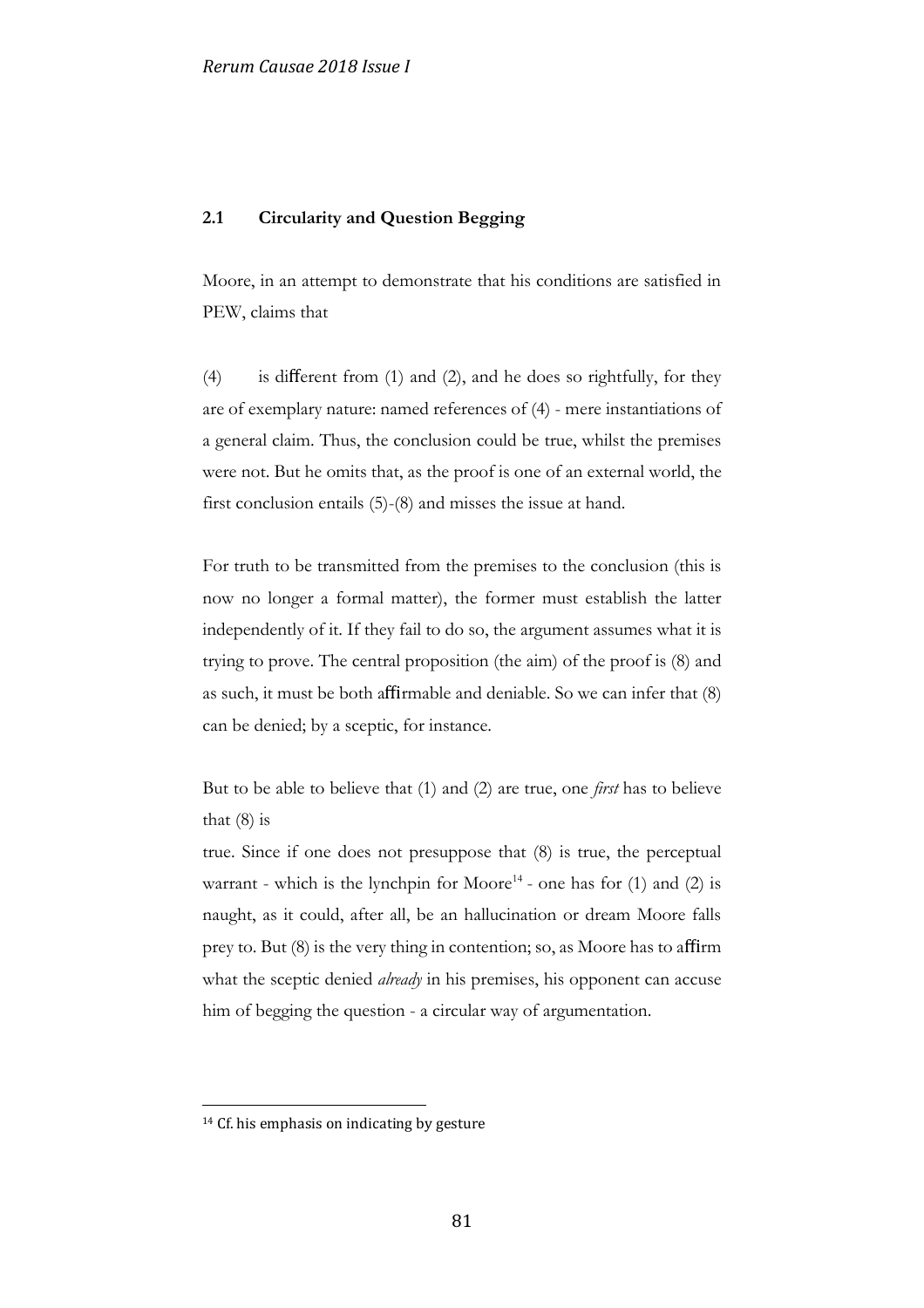### 2.1 Circularity and Question Begging

Moore, in an attempt to demonstrate that his conditions are satisfied in PEW, claims that

(4) is different from (1) and (2), and he does so rightfully, for they are of exemplary nature: named references of (4) - mere instantiations of a general claim. Thus, the conclusion could be true, whilst the premises were not. But he omits that, as the proof is one of an external world, the first conclusion entails (5)-(8) and misses the issue at hand.

For truth to be transmitted from the premises to the conclusion (this is now no longer a formal matter), the former must establish the latter independently of it. If they fail to do so, the argument assumes what it is trying to prove. The central proposition (the aim) of the proof is (8) and as such, it must be both affirmable and deniable. So we can infer that (8) can be denied; by a sceptic, for instance.

But to be able to believe that (1) and (2) are true, one *first* has to believe that (8) is true. Since if one does not presuppose that (8) is true, the perceptual warrant - which is the lynchpin for Moore[14] - one has for (1) and (2) is naught, as it could, after all, be an hallucination or dream Moore falls prey to. But (8) is the very thing in contention; so, as Moore has to affirm what the sceptic denied *already* in his premises, his opponent can accuse him of begging the question - a circular way of argumentation.

[14] Cf. his emphasis on indicating by gesture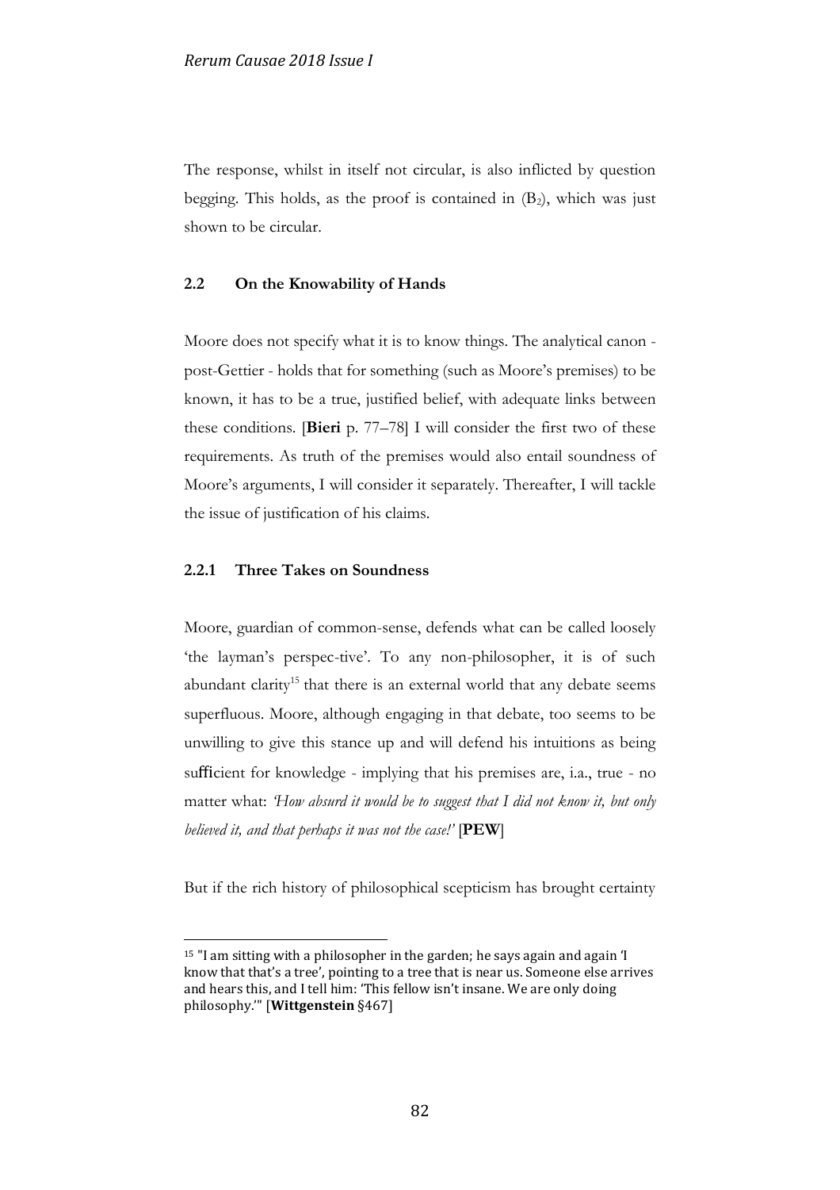The response, whilst in itself not circular, is also inflicted by question begging. This holds, as the proof is contained in ($B_2$), which was just shown to be circular.

### 2.2 On the Knowability of Hands

Moore does not specify what it is to know things. The analytical canon - post-Gettier - holds that for something (such as Moore's premises) to be known, it has to be a true, justified belief, with adequate links between these conditions. [**Bieri** p. 77–78] I will consider the first two of these requirements. As truth of the premises would also entail soundness of Moore's arguments, I will consider it separately. Thereafter, I will tackle the issue of justification of his claims.

#### 2.2.1 Three Takes on Soundness

Moore, guardian of common-sense, defends what can be called loosely 'the layman's perspec-tive'. To any non-philosopher, it is of such abundant clarity[15] that there is an external world that any debate seems superfluous. Moore, although engaging in that debate, too seems to be unwilling to give this stance up and will defend his intuitions as being sufficient for knowledge - implying that his premises are, i.a., true - no matter what: *'How absurd it would be to suggest that I did not know it, but only believed it, and that perhaps it was not the case!'* [**PEW**]

But if the rich history of philosophical scepticism has brought certainty

---

[15] "I am sitting with a philosopher in the garden; he says again and again 'I know that that's a tree', pointing to a tree that is near us. Someone else arrives and hears this, and I tell him: 'This fellow isn't insane. We are only doing philosophy.'" [**Wittgenstein** §467]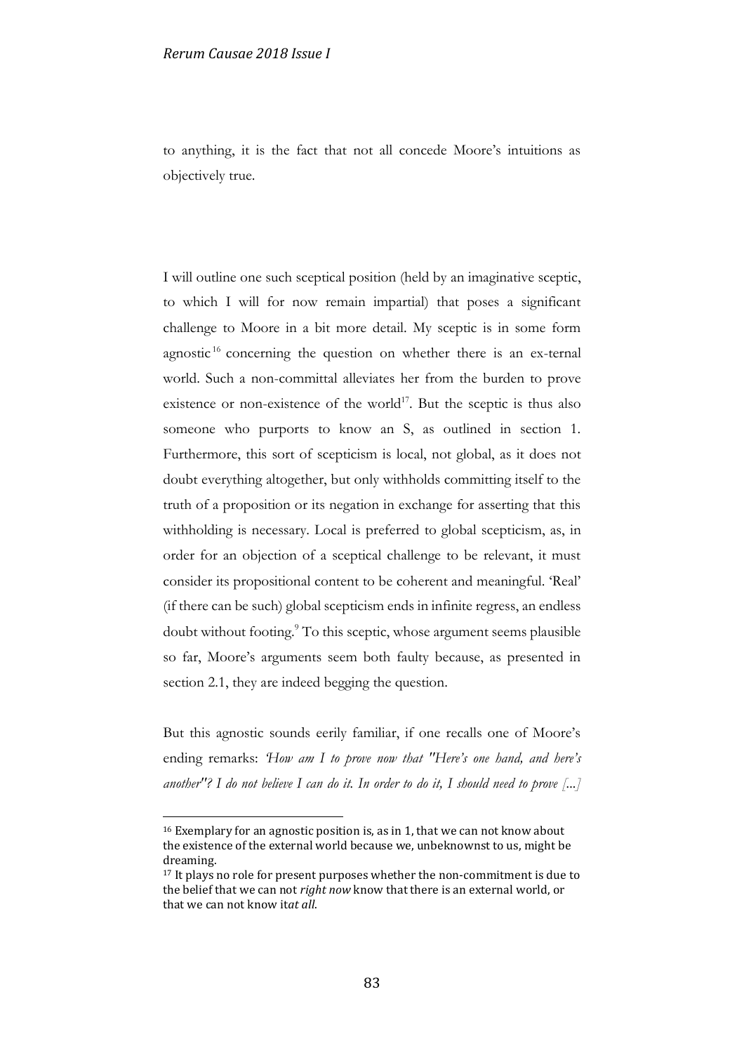to anything, it is the fact that not all concede Moore's intuitions as objectively true.

I will outline one such sceptical position (held by an imaginative sceptic, to which I will for now remain impartial) that poses a significant challenge to Moore in a bit more detail. My sceptic is in some form agnostic[16] concerning the question on whether there is an ex-ternal world. Such a non-committal alleviates her from the burden to prove existence or non-existence of the world[17]. But the sceptic is thus also someone who purports to know an S, as outlined in section 1. Furthermore, this sort of scepticism is local, not global, as it does not doubt everything altogether, but only withholds committing itself to the truth of a proposition or its negation in exchange for asserting that this withholding is necessary. Local is preferred to global scepticism, as, in order for an objection of a sceptical challenge to be relevant, it must consider its propositional content to be coherent and meaningful. 'Real' (if there can be such) global scepticism ends in infinite regress, an endless doubt without footing.[9] To this sceptic, whose argument seems plausible so far, Moore's arguments seem both faulty because, as presented in section 2.1, they are indeed begging the question.

But this agnostic sounds eerily familiar, if one recalls one of Moore's ending remarks: *'How am I to prove now that "Here's one hand, and here's another"? I do not believe I can do it. In order to do it, I should need to prove [...]*

---

[16] Exemplary for an agnostic position is, as in 1, that we can not know about the existence of the external world because we, unbeknownst to us, might be dreaming.

[17] It plays no role for present purposes whether the non-commitment is due to the belief that we can not *right now* know that there is an external world, or that we can not know it*at all*.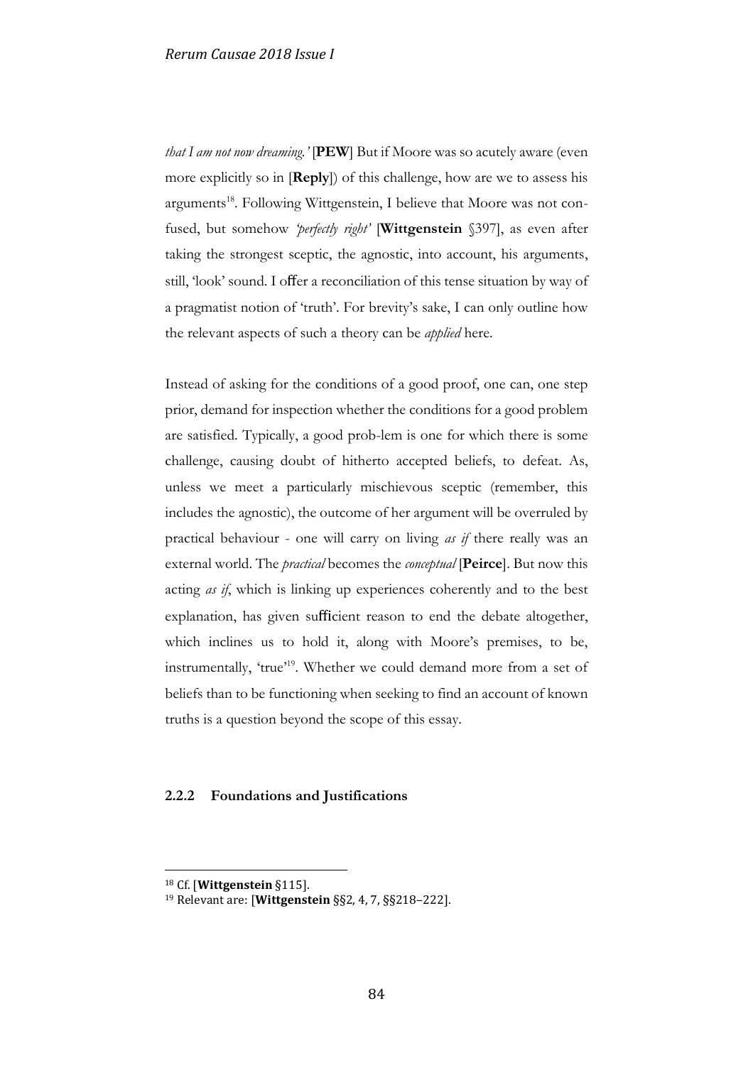*that I am not now dreaming.'* [**PEW**] But if Moore was so acutely aware (even more explicitly so in [**Reply**]) of this challenge, how are we to assess his arguments[18]. Following Wittgenstein, I believe that Moore was not confused, but somehow *'perfectly right'* [**Wittgenstein** §397], as even after taking the strongest sceptic, the agnostic, into account, his arguments, still, 'look' sound. I offer a reconciliation of this tense situation by way of a pragmatist notion of 'truth'. For brevity's sake, I can only outline how the relevant aspects of such a theory can be *applied* here.

Instead of asking for the conditions of a good proof, one can, one step prior, demand for inspection whether the conditions for a good problem are satisfied. Typically, a good prob-lem is one for which there is some challenge, causing doubt of hitherto accepted beliefs, to defeat. As, unless we meet a particularly mischievous sceptic (remember, this includes the agnostic), the outcome of her argument will be overruled by practical behaviour - one will carry on living *as if* there really was an external world. The *practical* becomes the *conceptual* [**Peirce**]. But now this acting *as if*, which is linking up experiences coherently and to the best explanation, has given sufficient reason to end the debate altogether, which inclines us to hold it, along with Moore's premises, to be, instrumentally, 'true'[19]. Whether we could demand more from a set of beliefs than to be functioning when seeking to find an account of known truths is a question beyond the scope of this essay.

### 2.2.2 Foundations and Justifications

[18] Cf. [**Wittgenstein** §115].

[19] Relevant are: [**Wittgenstein** §§2, 4, 7, §§218–222].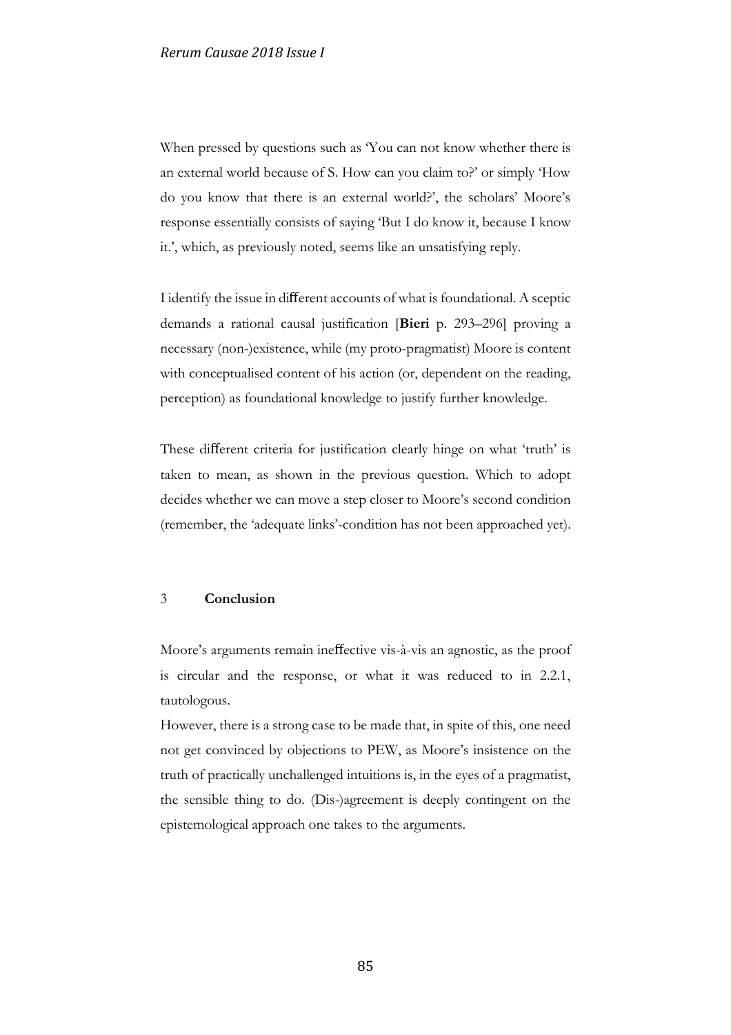When pressed by questions such as 'You can not know whether there is an external world because of S. How can you claim to?' or simply 'How do you know that there is an external world?', the scholars' Moore's response essentially consists of saying 'But I do know it, because I know it.', which, as previously noted, seems like an unsatisfying reply.

I identify the issue in different accounts of what is foundational. A sceptic demands a rational causal justification [**Bieri** p. 293–296] proving a necessary (non-)existence, while (my proto-pragmatist) Moore is content with conceptualised content of his action (or, dependent on the reading, perception) as foundational knowledge to justify further knowledge.

These different criteria for justification clearly hinge on what 'truth' is taken to mean, as shown in the previous question. Which to adopt decides whether we can move a step closer to Moore's second condition (remember, the 'adequate links'-condition has not been approached yet).

## 3 Conclusion

Moore's arguments remain ineffective vis-à-vis an agnostic, as the proof is circular and the response, or what it was reduced to in 2.2.1, tautologous.

However, there is a strong case to be made that, in spite of this, one need not get convinced by objections to PEW, as Moore's insistence on the truth of practically unchallenged intuitions is, in the eyes of a pragmatist, the sensible thing to do. (Dis-)agreement is deeply contingent on the epistemological approach one takes to the arguments.